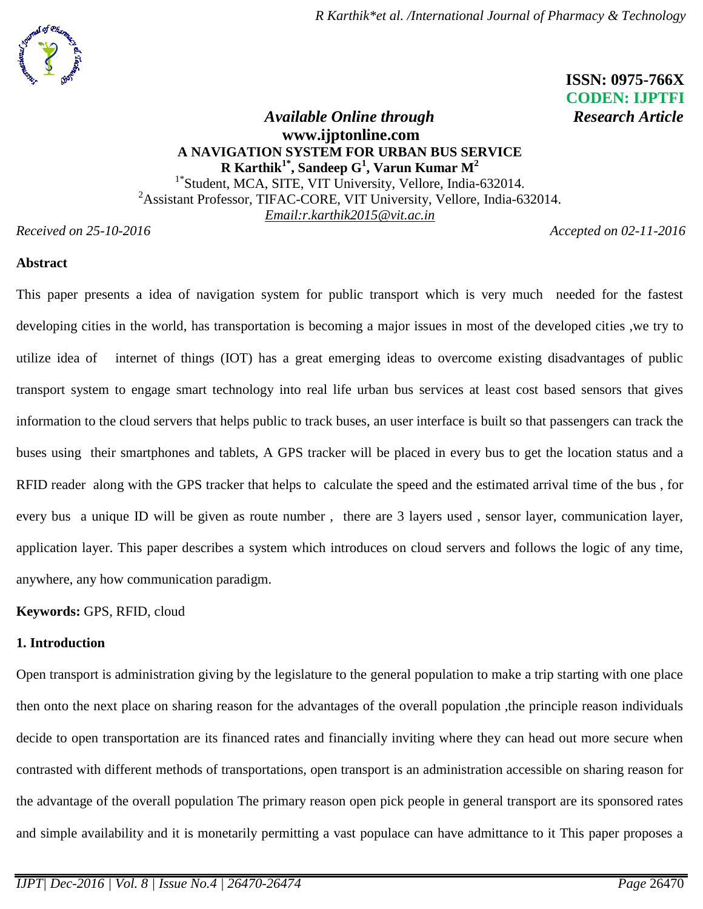ISSN: 0975-766X
CODEN: IJPTFI

*Available Online through* *Research Article*

**www.ijptonline.com**

# A NAVIGATION SYSTEM FOR URBAN BUS SERVICE

**R Karthik[1*], Sandeep G[1], Varun Kumar M[2]**

[1*]Student, MCA, SITE, VIT University, Vellore, India-632014.
[2]Assistant Professor, TIFAC-CORE, VIT University, Vellore, India-632014.
*Email:r.karthik2015@vit.ac.in*

*Received on 25-10-2016* *Accepted on 02-11-2016*

## Abstract

This paper presents a idea of navigation system for public transport which is very much needed for the fastest developing cities in the world, has transportation is becoming a major issues in most of the developed cities ,we try to utilize idea of internet of things (IOT) has a great emerging ideas to overcome existing disadvantages of public transport system to engage smart technology into real life urban bus services at least cost based sensors that gives information to the cloud servers that helps public to track buses, an user interface is built so that passengers can track the buses using their smartphones and tablets, A GPS tracker will be placed in every bus to get the location status and a RFID reader along with the GPS tracker that helps to calculate the speed and the estimated arrival time of the bus , for every bus a unique ID will be given as route number , there are 3 layers used , sensor layer, communication layer, application layer. This paper describes a system which introduces on cloud servers and follows the logic of any time, anywhere, any how communication paradigm.

**Keywords:** GPS, RFID, cloud

## 1. Introduction

Open transport is administration giving by the legislature to the general population to make a trip starting with one place then onto the next place on sharing reason for the advantages of the overall population ,the principle reason individuals decide to open transportation are its financed rates and financially inviting where they can head out more secure when contrasted with different methods of transportations, open transport is an administration accessible on sharing reason for the advantage of the overall population The primary reason open pick people in general transport are its sponsored rates and simple availability and it is monetarily permitting a vast populace can have admittance to it This paper proposes a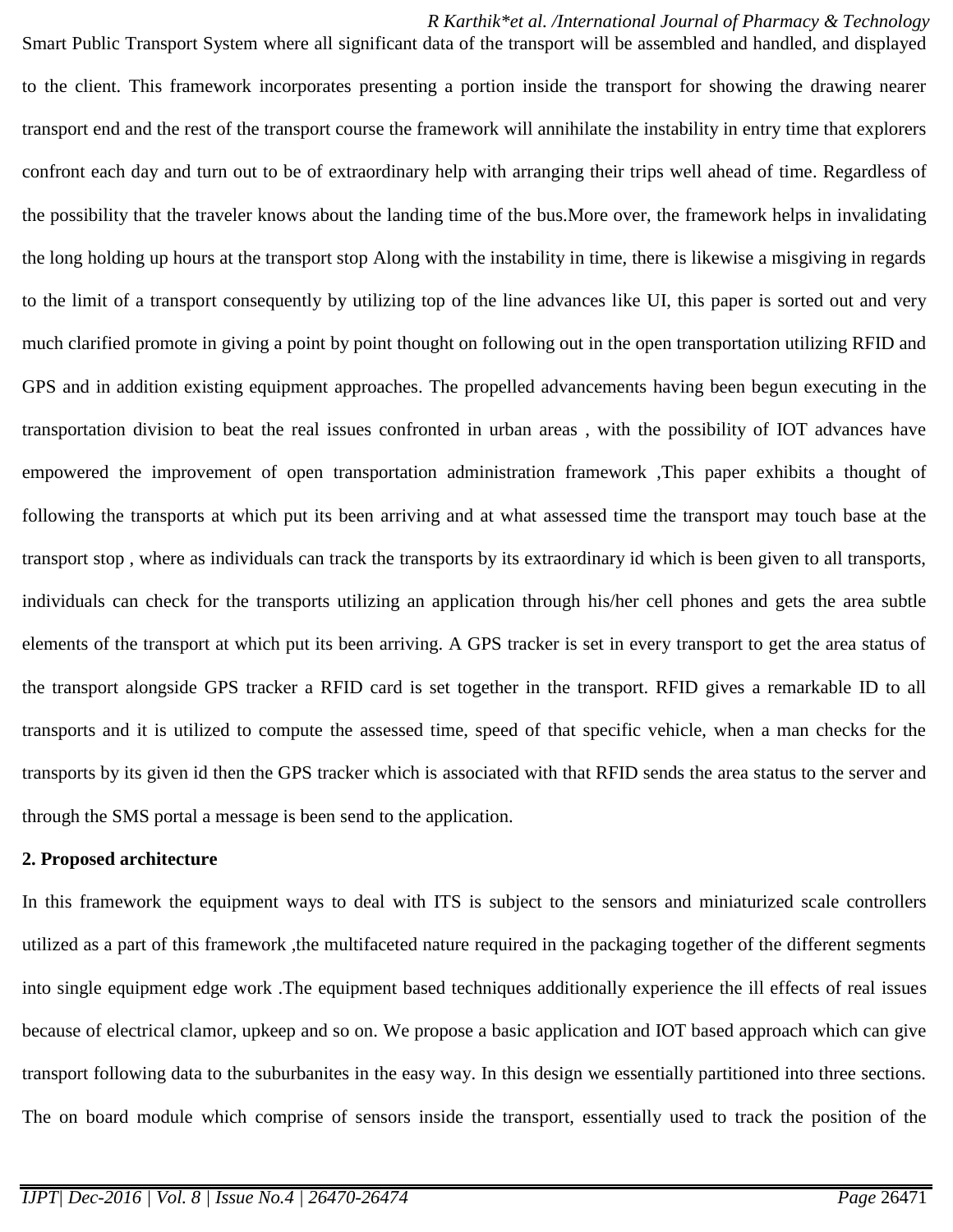Smart Public Transport System where all significant data of the transport will be assembled and handled, and displayed to the client. This framework incorporates presenting a portion inside the transport for showing the drawing nearer transport end and the rest of the transport course the framework will annihilate the instability in entry time that explorers confront each day and turn out to be of extraordinary help with arranging their trips well ahead of time. Regardless of the possibility that the traveler knows about the landing time of the bus.More over, the framework helps in invalidating the long holding up hours at the transport stop Along with the instability in time, there is likewise a misgiving in regards to the limit of a transport consequently by utilizing top of the line advances like UI, this paper is sorted out and very much clarified promote in giving a point by point thought on following out in the open transportation utilizing RFID and GPS and in addition existing equipment approaches. The propelled advancements having been begun executing in the transportation division to beat the real issues confronted in urban areas , with the possibility of IOT advances have empowered the improvement of open transportation administration framework ,This paper exhibits a thought of following the transports at which put its been arriving and at what assessed time the transport may touch base at the transport stop , where as individuals can track the transports by its extraordinary id which is been given to all transports, individuals can check for the transports utilizing an application through his/her cell phones and gets the area subtle elements of the transport at which put its been arriving. A GPS tracker is set in every transport to get the area status of the transport alongside GPS tracker a RFID card is set together in the transport. RFID gives a remarkable ID to all transports and it is utilized to compute the assessed time, speed of that specific vehicle, when a man checks for the transports by its given id then the GPS tracker which is associated with that RFID sends the area status to the server and through the SMS portal a message is been send to the application.

## 2. Proposed architecture

In this framework the equipment ways to deal with ITS is subject to the sensors and miniaturized scale controllers utilized as a part of this framework ,the multifaceted nature required in the packaging together of the different segments into single equipment edge work .The equipment based techniques additionally experience the ill effects of real issues because of electrical clamor, upkeep and so on. We propose a basic application and IOT based approach which can give transport following data to the suburbanites in the easy way. In this design we essentially partitioned into three sections. The on board module which comprise of sensors inside the transport, essentially used to track the position of the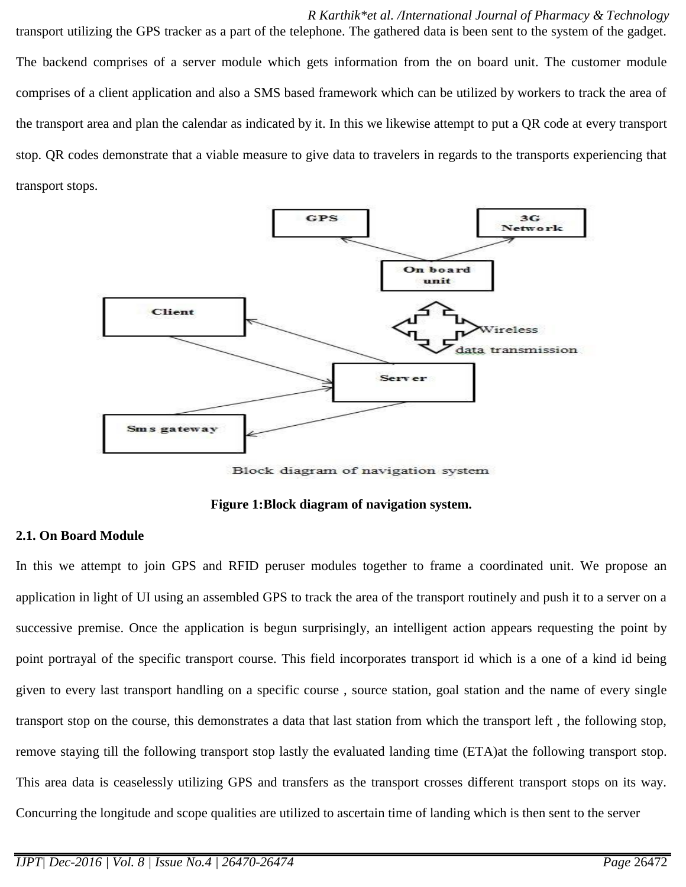transport utilizing the GPS tracker as a part of the telephone. The gathered data is been sent to the system of the gadget. The backend comprises of a server module which gets information from the on board unit. The customer module comprises of a client application and also a SMS based framework which can be utilized by workers to track the area of the transport area and plan the calendar as indicated by it. In this we likewise attempt to put a QR code at every transport stop. QR codes demonstrate that a viable measure to give data to travelers in regards to the transports experiencing that transport stops.

**Figure 1:Block diagram of navigation system.**

### 2.1. On Board Module

In this we attempt to join GPS and RFID peruser modules together to frame a coordinated unit. We propose an application in light of UI using an assembled GPS to track the area of the transport routinely and push it to a server on a successive premise. Once the application is begun surprisingly, an intelligent action appears requesting the point by point portrayal of the specific transport course. This field incorporates transport id which is a one of a kind id being given to every last transport handling on a specific course , source station, goal station and the name of every single transport stop on the course, this demonstrates a data that last station from which the transport left , the following stop, remove staying till the following transport stop lastly the evaluated landing time (ETA)at the following transport stop. This area data is ceaselessly utilizing GPS and transfers as the transport crosses different transport stops on its way. Concurring the longitude and scope qualities are utilized to ascertain time of landing which is then sent to the server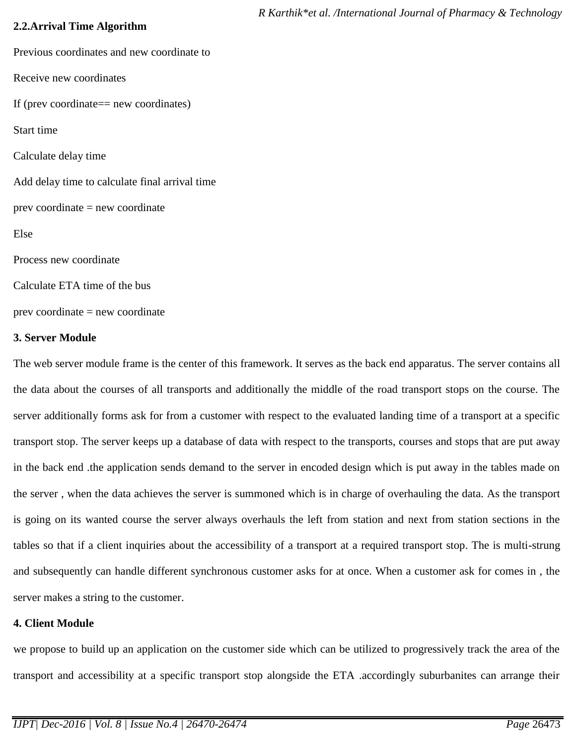## 2.2.Arrival Time Algorithm

Previous coordinates and new coordinate to

Receive new coordinates

If (prev coordinate== new coordinates)

Start time

Calculate delay time

Add delay time to calculate final arrival time

prev coordinate = new coordinate

Else

Process new coordinate

Calculate ETA time of the bus

prev coordinate = new coordinate

## 3. Server Module

The web server module frame is the center of this framework. It serves as the back end apparatus. The server contains all the data about the courses of all transports and additionally the middle of the road transport stops on the course. The server additionally forms ask for from a customer with respect to the evaluated landing time of a transport at a specific transport stop. The server keeps up a database of data with respect to the transports, courses and stops that are put away in the back end .the application sends demand to the server in encoded design which is put away in the tables made on the server , when the data achieves the server is summoned which is in charge of overhauling the data. As the transport is going on its wanted course the server always overhauls the left from station and next from station sections in the tables so that if a client inquiries about the accessibility of a transport at a required transport stop. The is multi-strung and subsequently can handle different synchronous customer asks for at once. When a customer ask for comes in , the server makes a string to the customer.

## 4. Client Module

we propose to build up an application on the customer side which can be utilized to progressively track the area of the transport and accessibility at a specific transport stop alongside the ETA .accordingly suburbanites can arrange their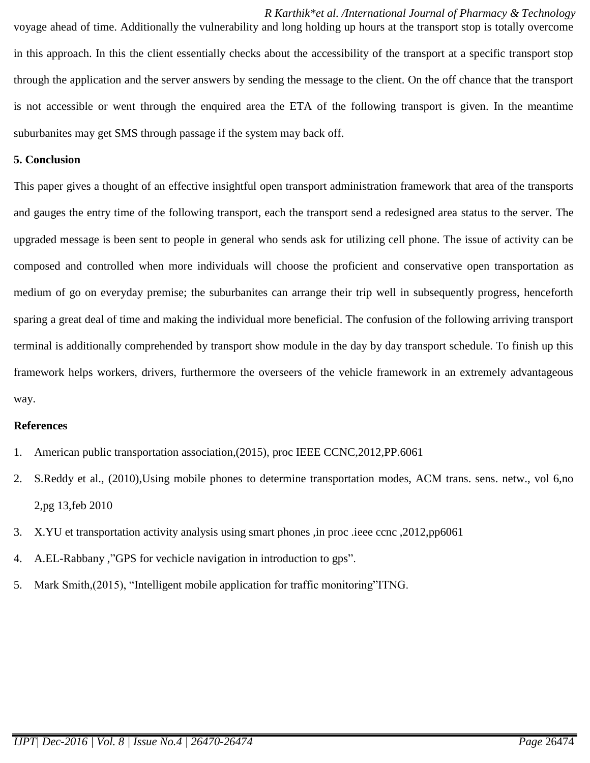voyage ahead of time. Additionally the vulnerability and long holding up hours at the transport stop is totally overcome in this approach. In this the client essentially checks about the accessibility of the transport at a specific transport stop through the application and the server answers by sending the message to the client. On the off chance that the transport is not accessible or went through the enquired area the ETA of the following transport is given. In the meantime suburbanites may get SMS through passage if the system may back off.

## 5. Conclusion

This paper gives a thought of an effective insightful open transport administration framework that area of the transports and gauges the entry time of the following transport, each the transport send a redesigned area status to the server. The upgraded message is been sent to people in general who sends ask for utilizing cell phone. The issue of activity can be composed and controlled when more individuals will choose the proficient and conservative open transportation as medium of go on everyday premise; the suburbanites can arrange their trip well in subsequently progress, henceforth sparing a great deal of time and making the individual more beneficial. The confusion of the following arriving transport terminal is additionally comprehended by transport show module in the day by day transport schedule. To finish up this framework helps workers, drivers, furthermore the overseers of the vehicle framework in an extremely advantageous way.

## References

1. American public transportation association,(2015), proc IEEE CCNC,2012,PP.6061
2. S.Reddy et al., (2010),Using mobile phones to determine transportation modes, ACM trans. sens. netw., vol 6,no 2,pg 13,feb 2010
3. X.YU et transportation activity analysis using smart phones ,in proc .ieee ccnc ,2012,pp6061
4. A.EL-Rabbany ,"GPS for vechicle navigation in introduction to gps".
5. Mark Smith,(2015), "Intelligent mobile application for traffic monitoring"ITNG.